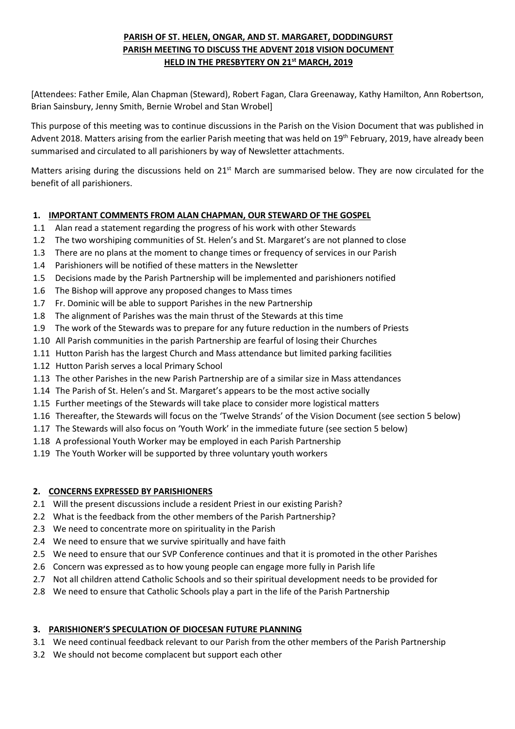**PARISH OF ST. HELEN, ONGAR, AND ST. MARGARET, DODDINGURST**
**PARISH MEETING TO DISCUSS THE ADVENT 2018 VISION DOCUMENT**
**HELD IN THE PRESBYTERY ON 21st MARCH, 2019**

[Attendees: Father Emile, Alan Chapman (Steward), Robert Fagan, Clara Greenaway, Kathy Hamilton, Ann Robertson, Brian Sainsbury, Jenny Smith, Bernie Wrobel and Stan Wrobel]

This purpose of this meeting was to continue discussions in the Parish on the Vision Document that was published in Advent 2018. Matters arising from the earlier Parish meeting that was held on 19th February, 2019, have already been summarised and circulated to all parishioners by way of Newsletter attachments.

Matters arising during the discussions held on 21st March are summarised below. They are now circulated for the benefit of all parishioners.

## 1. IMPORTANT COMMENTS FROM ALAN CHAPMAN, OUR STEWARD OF THE GOSPEL

1.1 Alan read a statement regarding the progress of his work with other Stewards
1.2 The two worshiping communities of St. Helen's and St. Margaret's are not planned to close
1.3 There are no plans at the moment to change times or frequency of services in our Parish
1.4 Parishioners will be notified of these matters in the Newsletter
1.5 Decisions made by the Parish Partnership will be implemented and parishioners notified
1.6 The Bishop will approve any proposed changes to Mass times
1.7 Fr. Dominic will be able to support Parishes in the new Partnership
1.8 The alignment of Parishes was the main thrust of the Stewards at this time
1.9 The work of the Stewards was to prepare for any future reduction in the numbers of Priests
1.10 All Parish communities in the parish Partnership are fearful of losing their Churches
1.11 Hutton Parish has the largest Church and Mass attendance but limited parking facilities
1.12 Hutton Parish serves a local Primary School
1.13 The other Parishes in the new Parish Partnership are of a similar size in Mass attendances
1.14 The Parish of St. Helen's and St. Margaret's appears to be the most active socially
1.15 Further meetings of the Stewards will take place to consider more logistical matters
1.16 Thereafter, the Stewards will focus on the 'Twelve Strands' of the Vision Document (see section 5 below)
1.17 The Stewards will also focus on 'Youth Work' in the immediate future (see section 5 below)
1.18 A professional Youth Worker may be employed in each Parish Partnership
1.19 The Youth Worker will be supported by three voluntary youth workers

## 2. CONCERNS EXPRESSED BY PARISHIONERS

2.1 Will the present discussions include a resident Priest in our existing Parish?
2.2 What is the feedback from the other members of the Parish Partnership?
2.3 We need to concentrate more on spirituality in the Parish
2.4 We need to ensure that we survive spiritually and have faith
2.5 We need to ensure that our SVP Conference continues and that it is promoted in the other Parishes
2.6 Concern was expressed as to how young people can engage more fully in Parish life
2.7 Not all children attend Catholic Schools and so their spiritual development needs to be provided for
2.8 We need to ensure that Catholic Schools play a part in the life of the Parish Partnership

## 3. PARISHIONER'S SPECULATION OF DIOCESAN FUTURE PLANNING

3.1 We need continual feedback relevant to our Parish from the other members of the Parish Partnership
3.2 We should not become complacent but support each other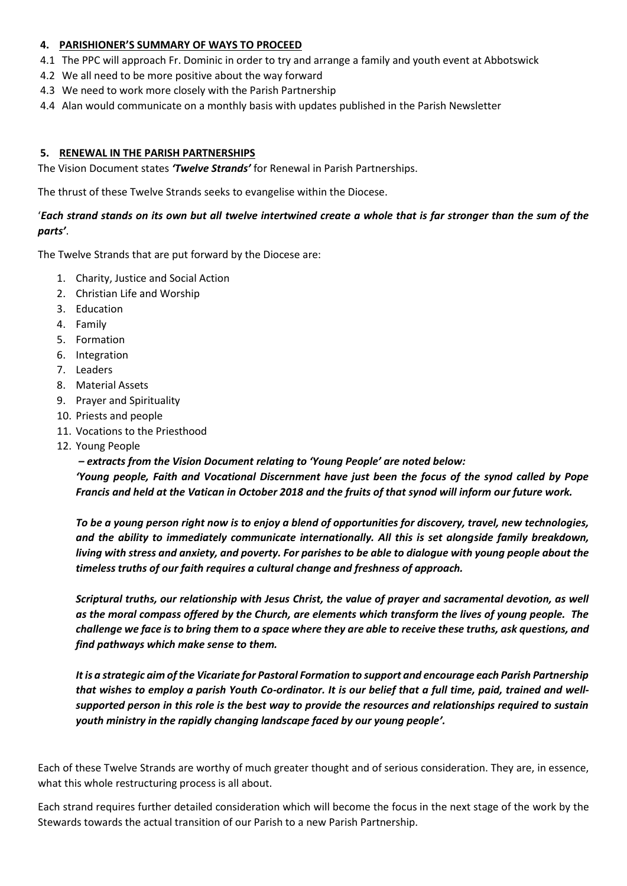## 4. PARISHIONER'S SUMMARY OF WAYS TO PROCEED

4.1 The PPC will approach Fr. Dominic in order to try and arrange a family and youth event at Abbotswick

4.2 We all need to be more positive about the way forward

4.3 We need to work more closely with the Parish Partnership

4.4 Alan would communicate on a monthly basis with updates published in the Parish Newsletter

## 5. RENEWAL IN THE PARISH PARTNERSHIPS

The Vision Document states ***'Twelve Strands'*** for Renewal in Parish Partnerships.

The thrust of these Twelve Strands seeks to evangelise within the Diocese.

'***Each strand stands on its own but all twelve intertwined create a whole that is far stronger than the sum of the parts'***.

The Twelve Strands that are put forward by the Diocese are:

1. Charity, Justice and Social Action
2. Christian Life and Worship
3. Education
4. Family
5. Formation
6. Integration
7. Leaders
8. Material Assets
9. Prayer and Spirituality
10. Priests and people
11. Vocations to the Priesthood
12. Young People

***– extracts from the Vision Document relating to 'Young People' are noted below:***

***'Young people, Faith and Vocational Discernment have just been the focus of the synod called by Pope Francis and held at the Vatican in October 2018 and the fruits of that synod will inform our future work.***

***To be a young person right now is to enjoy a blend of opportunities for discovery, travel, new technologies, and the ability to immediately communicate internationally. All this is set alongside family breakdown, living with stress and anxiety, and poverty. For parishes to be able to dialogue with young people about the timeless truths of our faith requires a cultural change and freshness of approach.***

***Scriptural truths, our relationship with Jesus Christ, the value of prayer and sacramental devotion, as well as the moral compass offered by the Church, are elements which transform the lives of young people. The challenge we face is to bring them to a space where they are able to receive these truths, ask questions, and find pathways which make sense to them.***

***It is a strategic aim of the Vicariate for Pastoral Formation to support and encourage each Parish Partnership that wishes to employ a parish Youth Co-ordinator. It is our belief that a full time, paid, trained and well-supported person in this role is the best way to provide the resources and relationships required to sustain youth ministry in the rapidly changing landscape faced by our young people'.***

Each of these Twelve Strands are worthy of much greater thought and of serious consideration. They are, in essence, what this whole restructuring process is all about.

Each strand requires further detailed consideration which will become the focus in the next stage of the work by the Stewards towards the actual transition of our Parish to a new Parish Partnership.